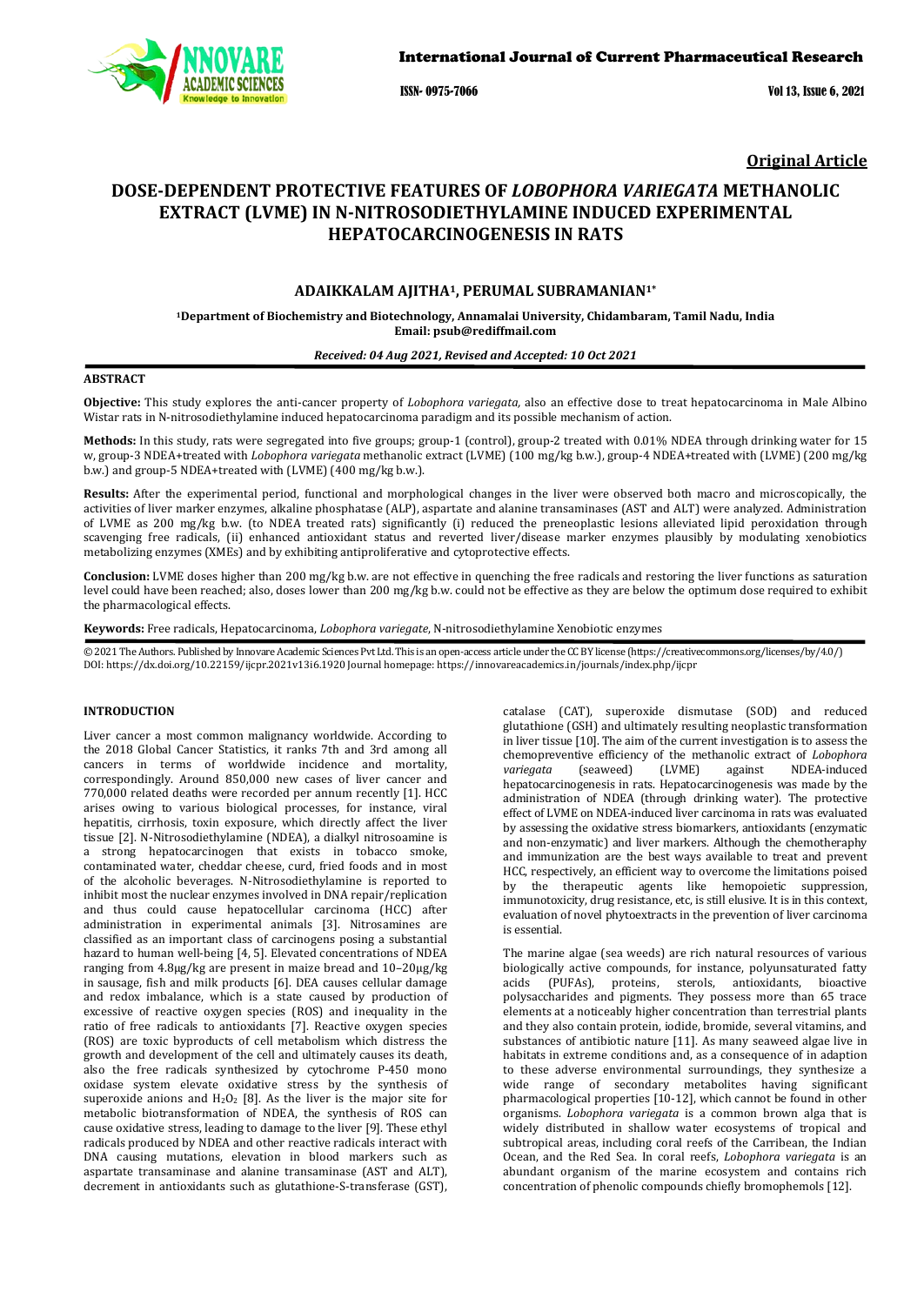**Original Article**

# DOSE-DEPENDENT PROTECTIVE FEATURES OF *LOBOPHORA VARIEGATA* METHANOLIC EXTRACT (LVME) IN N-NITROSODIETHYLAMINE INDUCED EXPERIMENTAL HEPATOCARCINOGENESIS IN RATS

**ADAIKKALAM AJITHA[1], PERUMAL SUBRAMANIAN[1*]**

[1]Department of Biochemistry and Biotechnology, Annamalai University, Chidambaram, Tamil Nadu, India
Email: psub@rediffmail.com

*Received: 04 Aug 2021, Revised and Accepted: 10 Oct 2021*

## ABSTRACT

**Objective:** This study explores the anti-cancer property of *Lobophora variegata,* also an effective dose to treat hepatocarcinoma in Male Albino Wistar rats in N-nitrosodiethylamine induced hepatocarcinoma paradigm and its possible mechanism of action.

**Methods:** In this study, rats were segregated into five groups; group-1 (control), group-2 treated with 0.01% NDEA through drinking water for 15 w, group-3 NDEA+treated with *Lobophora variegata* methanolic extract (LVME) (100 mg/kg b.w.), group-4 NDEA+treated with (LVME) (200 mg/kg b.w.) and group-5 NDEA+treated with (LVME) (400 mg/kg b.w.).

**Results:** After the experimental period, functional and morphological changes in the liver were observed both macro and microscopically, the activities of liver marker enzymes, alkaline phosphatase (ALP), aspartate and alanine transaminases (AST and ALT) were analyzed. Administration of LVME as 200 mg/kg b.w. (to NDEA treated rats) significantly (i) reduced the preneoplastic lesions alleviated lipid peroxidation through scavenging free radicals, (ii) enhanced antioxidant status and reverted liver/disease marker enzymes plausibly by modulating xenobiotics metabolizing enzymes (XMEs) and by exhibiting antiproliferative and cytoprotective effects.

**Conclusion:** LVME doses higher than 200 mg/kg b.w. are not effective in quenching the free radicals and restoring the liver functions as saturation level could have been reached; also, doses lower than 200 mg/kg b.w. could not be effective as they are below the optimum dose required to exhibit the pharmacological effects.

**Keywords:** Free radicals, Hepatocarcinoma, *Lobophora variegate*, N-nitrosodiethylamine Xenobiotic enzymes

© 2021 The Authors. Published by Innovare Academic Sciences Pvt Ltd. This is an open-access article under the CC BY license (https://creativecommons.org/licenses/by/4.0/)
DOI: https://dx.doi.org/10.22159/ijcpr.2021v13i6.1920 Journal homepage: https://innovareacademics.in/journals/index.php/ijcpr

## INTRODUCTION

Liver cancer a most common malignancy worldwide. According to the 2018 Global Cancer Statistics, it ranks 7th and 3rd among all cancers in terms of worldwide incidence and mortality, correspondingly. Around 850,000 new cases of liver cancer and 770,000 related deaths were recorded per annum recently [1]. HCC arises owing to various biological processes, for instance, viral hepatitis, cirrhosis, toxin exposure, which directly affect the liver tissue [2]. N-Nitrosodiethylamine (NDEA), a dialkyl nitrosoamine is a strong hepatocarcinogen that exists in tobacco smoke, contaminated water, cheddar cheese, curd, fried foods and in most of the alcoholic beverages. N-Nitrosodiethylamine is reported to inhibit most the nuclear enzymes involved in DNA repair/replication and thus could cause hepatocellular carcinoma (HCC) after administration in experimental animals [3]. Nitrosamines are classified as an important class of carcinogens posing a substantial hazard to human well-being [4, 5]. Elevated concentrations of NDEA ranging from 4.8μg/kg are present in maize bread and 10–20μg/kg in sausage, fish and milk products [6]. DEA causes cellular damage and redox imbalance, which is a state caused by production of excessive of reactive oxygen species (ROS) and inequality in the ratio of free radicals to antioxidants [7]. Reactive oxygen species (ROS) are toxic byproducts of cell metabolism which distress the growth and development of the cell and ultimately causes its death, also the free radicals synthesized by cytochrome P-450 mono oxidase system elevate oxidative stress by the synthesis of superoxide anions and $H_2O_2$ [8]. As the liver is the major site for metabolic biotransformation of NDEA, the synthesis of ROS can cause oxidative stress, leading to damage to the liver [9]. These ethyl radicals produced by NDEA and other reactive radicals interact with DNA causing mutations, elevation in blood markers such as aspartate transaminase and alanine transaminase (AST and ALT), decrement in antioxidants such as glutathione-S-transferase (GST), catalase (CAT), superoxide dismutase (SOD) and reduced glutathione (GSH) and ultimately resulting neoplastic transformation in liver tissue [10]. The aim of the current investigation is to assess the chemopreventive efficiency of the methanolic extract of *Lobophora variegata* (seaweed) (LVME) against NDEA-induced hepatocarcinogenesis in rats. Hepatocarcinogenesis was made by the administration of NDEA (through drinking water). The protective effect of LVME on NDEA-induced liver carcinoma in rats was evaluated by assessing the oxidative stress biomarkers, antioxidants (enzymatic and non-enzymatic) and liver markers. Although the chemotheraphy and immunization are the best ways available to treat and prevent HCC, respectively, an efficient way to overcome the limitations poised by the therapeutic agents like hemopoietic suppression, immunotoxicity, drug resistance, etc, is still elusive. It is in this context, evaluation of novel phytoextracts in the prevention of liver carcinoma is essential.

The marine algae (sea weeds) are rich natural resources of various biologically active compounds, for instance, polyunsaturated fatty acids (PUFAs), proteins, sterols, antioxidants, bioactive polysaccharides and pigments. They possess more than 65 trace elements at a noticeably higher concentration than terrestrial plants and they also contain protein, iodide, bromide, several vitamins, and substances of antibiotic nature [11]. As many seaweed algae live in habitats in extreme conditions and, as a consequence of in adaption to these adverse environmental surroundings, they synthesize a wide range of secondary metabolites having significant pharmacological properties [10-12], which cannot be found in other organisms. *Lobophora variegata* is a common brown alga that is widely distributed in shallow water ecosystems of tropical and subtropical areas, including coral reefs of the Carribean, the Indian Ocean, and the Red Sea. In coral reefs, *Lobophora variegata* is an abundant organism of the marine ecosystem and contains rich concentration of phenolic compounds chiefly bromophemols [12].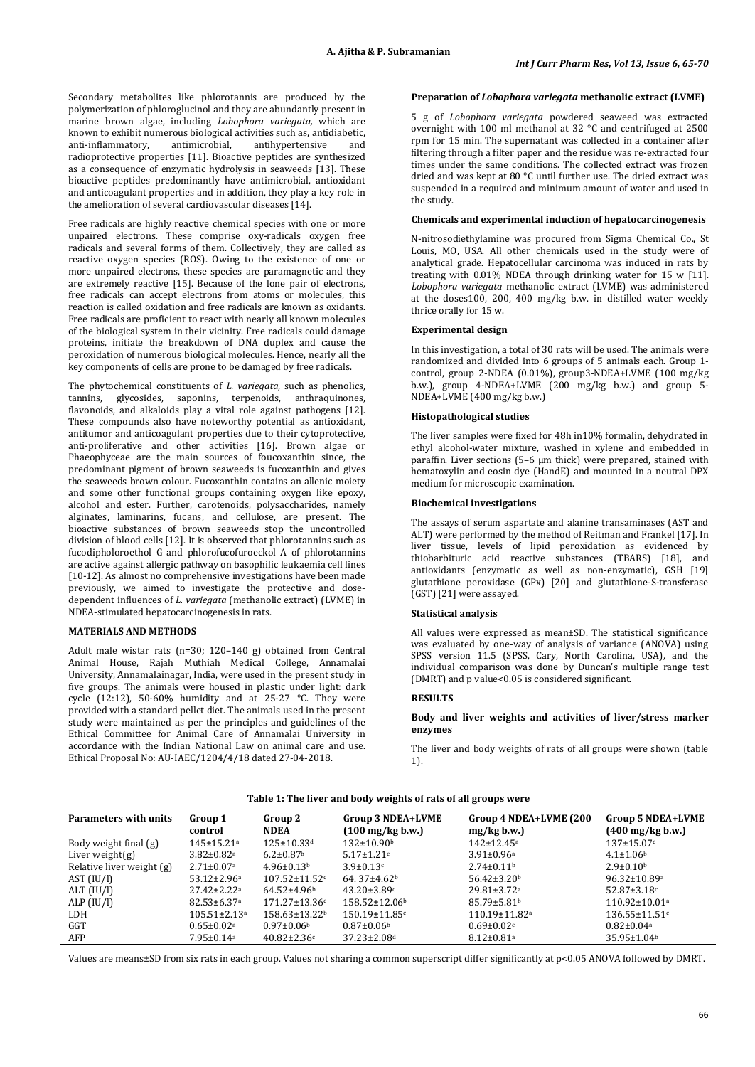Secondary metabolites like phlorotannis are produced by the polymerization of phloroglucinol and they are abundantly present in marine brown algae, including *Lobophora variegata,* which are known to exhibit numerous biological activities such as, antidiabetic, anti-inflammatory, antimicrobial, antihypertensive and radioprotective properties [11]. Bioactive peptides are synthesized as a consequence of enzymatic hydrolysis in seaweeds [13]. These bioactive peptides predominantly have antimicrobial, antioxidant and anticoagulant properties and in addition, they play a key role in the amelioration of several cardiovascular diseases [14].

Free radicals are highly reactive chemical species with one or more unpaired electrons. These comprise oxy-radicals oxygen free radicals and several forms of them. Collectively, they are called as reactive oxygen species (ROS). Owing to the existence of one or more unpaired electrons, these species are paramagnetic and they are extremely reactive [15]. Because of the lone pair of electrons, free radicals can accept electrons from atoms or molecules, this reaction is called oxidation and free radicals are known as oxidants. Free radicals are proficient to react with nearly all known molecules of the biological system in their vicinity. Free radicals could damage proteins, initiate the breakdown of DNA duplex and cause the peroxidation of numerous biological molecules. Hence, nearly all the key components of cells are prone to be damaged by free radicals.

The phytochemical constituents of *L. variegata*, such as phenolics, tannins, glycosides, saponins, terpenoids, anthraquinones, flavonoids, and alkaloids play a vital role against pathogens [12]. These compounds also have noteworthy potential as antioxidant, antitumor and anticoagulant properties due to their cytoprotective, anti-proliferative and other activities [16]. Brown algae or Phaeophyceae are the main sources of foucoxanthin since, the predominant pigment of brown seaweeds is fucoxanthin and gives the seaweeds brown colour. Fucoxanthin contains an allenic moiety and some other functional groups containing oxygen like epoxy, alcohol and ester. Further, carotenoids, polysaccharides, namely alginates, laminarins, fucans, and cellulose, are present. The bioactive substances of brown seaweeds stop the uncontrolled division of blood cells [12]. It is observed that phlorotannins such as fucodipholoroethol G and phlorofucofuroeckol A of phlorotannins are active against allergic pathway on basophilic leukaemia cell lines [10-12]. As almost no comprehensive investigations have been made previously, we aimed to investigate the protective and dose-dependent influences of *L. variegata* (methanolic extract) (LVME) in NDEA-stimulated hepatocarcinogenesis in rats.

## MATERIALS AND METHODS

Adult male wistar rats (n=30; 120–140 g) obtained from Central Animal House, Rajah Muthiah Medical College, Annamalai University, Annamalainagar, India, were used in the present study in five groups. The animals were housed in plastic under light: dark cycle (12:12), 50-60% humidity and at 25-27 °C. They were provided with a standard pellet diet. The animals used in the present study were maintained as per the principles and guidelines of the Ethical Committee for Animal Care of Annamalai University in accordance with the Indian National Law on animal care and use. Ethical Proposal No: AU-IAEC/1204/4/18 dated 27-04-2018.

### Preparation of *Lobophora variegata* methanolic extract (LVME)

5 g of *Lobophora variegata* powdered seaweed was extracted overnight with 100 ml methanol at 32 °C and centrifuged at 2500 rpm for 15 min. The supernatant was collected in a container after filtering through a filter paper and the residue was re-extracted four times under the same conditions. The collected extract was frozen dried and was kept at 80 °C until further use. The dried extract was suspended in a required and minimum amount of water and used in the study.

### Chemicals and experimental induction of hepatocarcinogenesis

N-nitrosodiethylamine was procured from Sigma Chemical Co., St Louis, MO, USA. All other chemicals used in the study were of analytical grade. Hepatocellular carcinoma was induced in rats by treating with 0.01% NDEA through drinking water for 15 w [11]. *Lobophora variegata* methanolic extract (LVME) was administered at the doses100, 200, 400 mg/kg b.w. in distilled water weekly thrice orally for 15 w.

### Experimental design

In this investigation, a total of 30 rats will be used. The animals were randomized and divided into 6 groups of 5 animals each. Group 1-control, group 2-NDEA (0.01%), group3-NDEA+LVME (100 mg/kg b.w.), group 4-NDEA+LVME (200 mg/kg b.w.) and group 5-NDEA+LVME (400 mg/kg b.w.)

### Histopathological studies

The liver samples were fixed for 48h in10% formalin, dehydrated in ethyl alcohol-water mixture, washed in xylene and embedded in paraffin. Liver sections (5–6 µm thick) were prepared, stained with hematoxylin and eosin dye (HandE) and mounted in a neutral DPX medium for microscopic examination.

### Biochemical investigations

The assays of serum aspartate and alanine transaminases (AST and ALT) were performed by the method of Reitman and Frankel [17]. In liver tissue, levels of lipid peroxidation as evidenced by thiobarbituric acid reactive substances (TBARS) [18], and antioxidants (enzymatic as well as non-enzymatic), GSH [19] glutathione peroxidase (GPx) [20] and glutathione-S-transferase (GST) [21] were assayed.

### Statistical analysis

All values were expressed as mean±SD. The statistical significance was evaluated by one-way of analysis of variance (ANOVA) using SPSS version 11.5 (SPSS, Cary, North Carolina, USA), and the individual comparison was done by Duncan's multiple range test (DMRT) and p value<0.05 is considered significant.

## RESULTS

### Body and liver weights and activities of liver/stress marker enzymes

The liver and body weights of rats of all groups were shown (table 1).

**Table 1: The liver and body weights of rats of all groups were**

| Parameters with units | Group 1 control | Group 2 NDEA | Group 3 NDEA+LVME (100 mg/kg b.w.) | Group 4 NDEA+LVME (200 mg/kg b.w.) | Group 5 NDEA+LVME (400 mg/kg b.w.) |
|---|---|---|---|---|---|
| Body weight final (g) | 145±15.21[a] | 125±10.33[d] | 132±10.90[b] | 142±12.45[a] | 137±15.07[c] |
| Liver weight(g) | 3.82±0.82[a] | 6.2±0.87[b] | 5.17±1.21[c] | 3.91±0.96[a] | 4.1±1.06[b] |
| Relative liver weight (g) | 2.71±0.07[a] | 4.96±0.13[b] | 3.9±0.13[c] | 2.74±0.11[b] | 2.9±0.10[b] |
| AST (IU/l) | 53.12±2.96[a] | 107.52±11.52[c] | 64. 37±4.62[b] | 56.42±3.20[b] | 96.32±10.89[a] |
| ALT (IU/l) | 27.42±2.22[a] | 64.52±4.96[b] | 43.20±3.89[c] | 29.81±3.72[a] | 52.87±3.18[c] |
| ALP (IU/l) | 82.53±6.37[a] | 171.27±13.36[c] | 158.52±12.06[b] | 85.79±5.81[b] | 110.92±10.01[a] |
| LDH | 105.51±2.13[a] | 158.63±13.22[b] | 150.19±11.85[c] | 110.19±11.82[a] | 136.55±11.51[c] |
| GGT | 0.65±0.02[a] | 0.97±0.06[b] | 0.87±0.06[b] | 0.69±0.02[c] | 0.82±0.04[a] |
| AFP | 7.95±0.14[a] | 40.82±2.36[c] | 37.23±2.08[d] | 8.12±0.81[a] | 35.95±1.04[b] |

Values are means±SD from six rats in each group. Values not sharing a common superscript differ significantly at p<0.05 ANOVA followed by DMRT.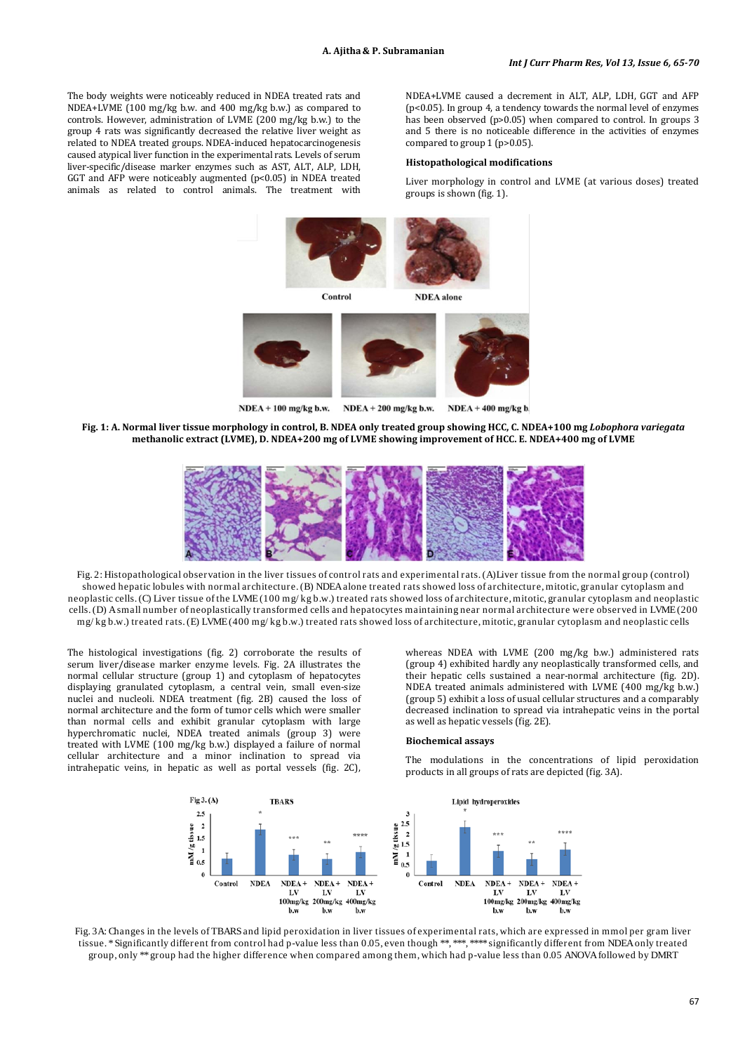The body weights were noticeably reduced in NDEA treated rats and NDEA+LVME (100 mg/kg b.w. and 400 mg/kg b.w.) as compared to controls. However, administration of LVME (200 mg/kg b.w.) to the group 4 rats was significantly decreased the relative liver weight as related to NDEA treated groups. NDEA-induced hepatocarcinogenesis caused atypical liver function in the experimental rats. Levels of serum liver-specific/disease marker enzymes such as AST, ALT, ALP, LDH, GGT and AFP were noticeably augmented ($p<0.05$) in NDEA treated animals as related to control animals. The treatment with NDEA+LVME caused a decrement in ALT, ALP, LDH, GGT and AFP ($p<0.05$). In group 4, a tendency towards the normal level of enzymes has been observed ($p>0.05$) when compared to control. In groups 3 and 5 there is no noticeable difference in the activities of enzymes compared to group 1 ($p>0.05$).

### Histopathological modifications

Liver morphology in control and LVME (at various doses) treated groups is shown (fig. 1).

**Fig. 1: A. Normal liver tissue morphology in control, B. NDEA only treated group showing HCC, C. NDEA+100 mg *Lobophora variegata* methanolic extract (LVME), D. NDEA+200 mg of LVME showing improvement of HCC. E. NDEA+400 mg of LVME**

Fig. 2: Histopathological observation in the liver tissues of control rats and experimental rats. (A)Liver tissue from the normal group (control) showed hepatic lobules with normal architecture. (B) NDEA alone treated rats showed loss of architecture, mitotic, granular cytoplasm and neoplastic cells. (C) Liver tissue of the LVME (100 mg/ kg b.w.) treated rats showed loss of architecture, mitotic, granular cytoplasm and neoplastic cells. (D) A small number of neoplastically transformed cells and hepatocytes maintaining near normal architecture were observed in LVME (200 mg/ kg b.w.) treated rats. (E) LVME (400 mg/ kg b.w.) treated rats showed loss of architecture, mitotic, granular cytoplasm and neoplastic cells

The histological investigations (fig. 2) corroborate the results of serum liver/disease marker enzyme levels. Fig. 2A illustrates the normal cellular structure (group 1) and cytoplasm of hepatocytes displaying granulated cytoplasm, a central vein, small even-size nuclei and nucleoli. NDEA treatment (fig. 2B) caused the loss of normal architecture and the form of tumor cells which were smaller than normal cells and exhibit granular cytoplasm with large hyperchromatic nuclei, NDEA treated animals (group 3) were treated with LVME (100 mg/kg b.w.) displayed a failure of normal cellular architecture and a minor inclination to spread via intrahepatic veins, in hepatic as well as portal vessels (fig. 2C), whereas NDEA with LVME (200 mg/kg b.w.) administered rats (group 4) exhibited hardly any neoplastically transformed cells, and their hepatic cells sustained a near-normal architecture (fig. 2D). NDEA treated animals administered with LVME (400 mg/kg b.w.) (group 5) exhibit a loss of usual cellular structures and a comparably decreased inclination to spread via intrahepatic veins in the portal as well as hepatic vessels (fig. 2E).

### Biochemical assays

The modulations in the concentrations of lipid peroxidation products in all groups of rats are depicted (fig. 3A).

Fig. 3A: Changes in the levels of TBARS and lipid peroxidation in liver tissues of experimental rats, which are expressed in mmol per gram liver tissue. * Significantly different from control had p-value less than 0.05, even though **, ***, **** significantly different from NDEA only treated group, only ** group had the higher difference when compared among them, which had p-value less than 0.05 ANOVA followed by DMRT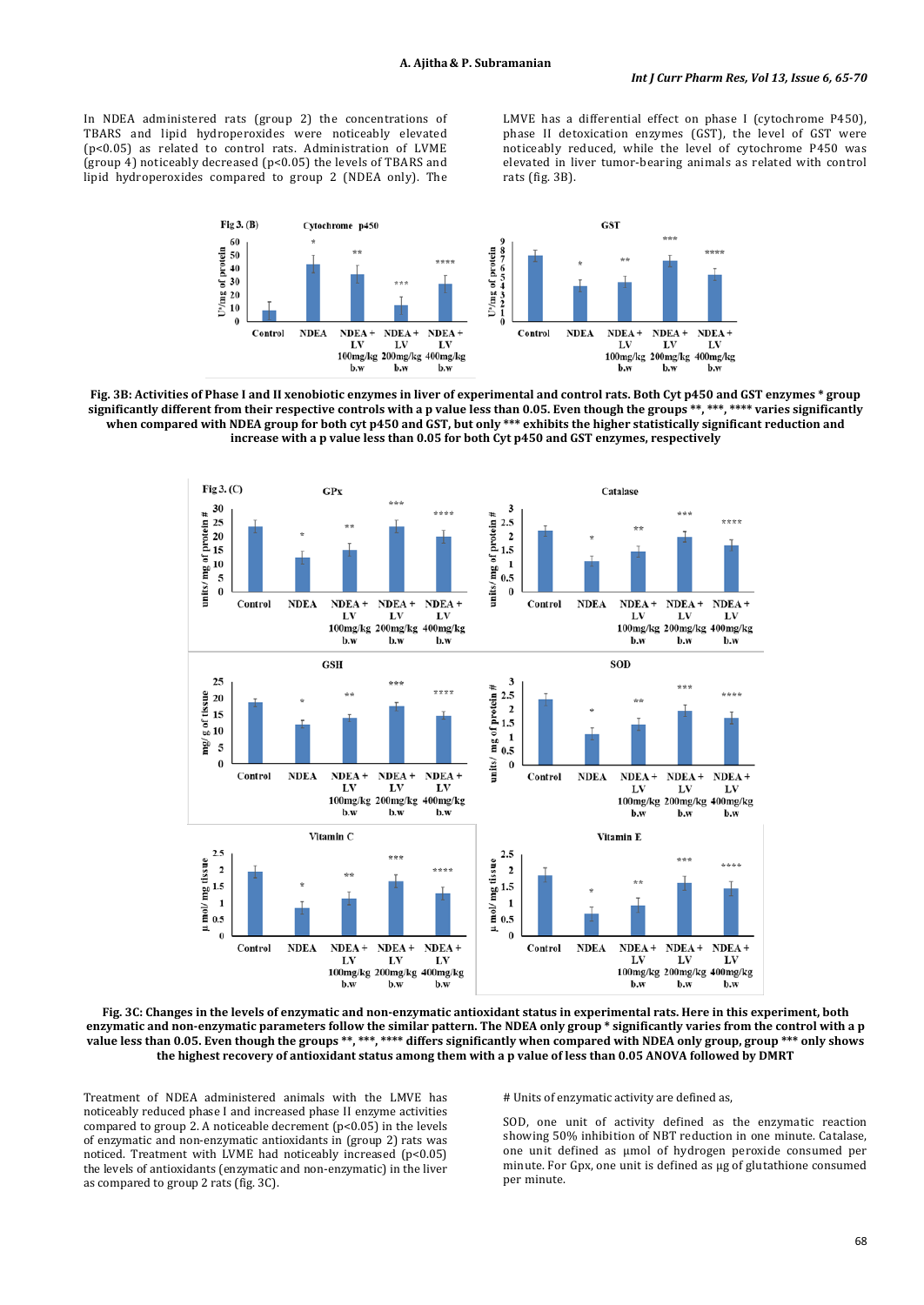In NDEA administered rats (group 2) the concentrations of TBARS and lipid hydroperoxides were noticeably elevated ($p<0.05$) as related to control rats. Administration of LVME (group 4) noticeably decreased ($p<0.05$) the levels of TBARS and lipid hydroperoxides compared to group 2 (NDEA only). The LMVE has a differential effect on phase I (cytochrome P450), phase II detoxication enzymes (GST), the level of GST were noticeably reduced, while the level of cytochrome P450 was elevated in liver tumor-bearing animals as related with control rats (fig. 3B).

**Fig. 3B: Activities of Phase I and II xenobiotic enzymes in liver of experimental and control rats. Both Cyt p450 and GST enzymes * group significantly different from their respective controls with a p value less than 0.05. Even though the groups **, ***, **** varies significantly when compared with NDEA group for both cyt p450 and GST, but only *** exhibits the higher statistically significant reduction and increase with a p value less than 0.05 for both Cyt p450 and GST enzymes, respectively**

**Fig. 3C: Changes in the levels of enzymatic and non-enzymatic antioxidant status in experimental rats. Here in this experiment, both enzymatic and non-enzymatic parameters follow the similar pattern. The NDEA only group * significantly varies from the control with a p value less than 0.05. Even though the groups **, ***, **** differs significantly when compared with NDEA only group, group *** only shows the highest recovery of antioxidant status among them with a p value of less than 0.05 ANOVA followed by DMRT**

Treatment of NDEA administered animals with the LMVE has noticeably reduced phase I and increased phase II enzyme activities compared to group 2. A noticeable decrement ($p<0.05$) in the levels of enzymatic and non-enzymatic antioxidants in (group 2) rats was noticed. Treatment with LVME had noticeably increased ($p<0.05$) the levels of antioxidants (enzymatic and non-enzymatic) in the liver as compared to group 2 rats (fig. 3C).

# Units of enzymatic activity are defined as,

SOD, one unit of activity defined as the enzymatic reaction showing 50% inhibition of NBT reduction in one minute. Catalase, one unit defined as μmol of hydrogen peroxide consumed per minute. For Gpx, one unit is defined as μg of glutathione consumed per minute.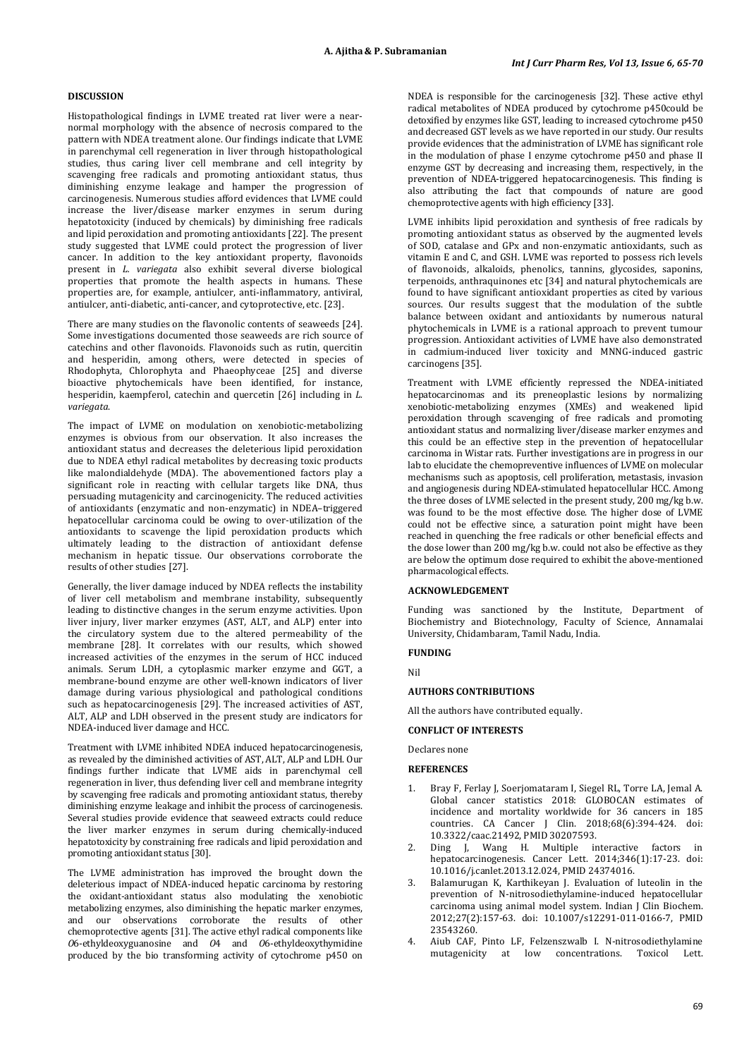## DISCUSSION

Histopathological findings in LVME treated rat liver were a near-normal morphology with the absence of necrosis compared to the pattern with NDEA treatment alone. Our findings indicate that LVME in parenchymal cell regeneration in liver through histopathological studies, thus caring liver cell membrane and cell integrity by scavenging free radicals and promoting antioxidant status, thus diminishing enzyme leakage and hamper the progression of carcinogenesis. Numerous studies afford evidences that LVME could increase the liver/disease marker enzymes in serum during hepatotoxicity (induced by chemicals) by diminishing free radicals and lipid peroxidation and promoting antioxidants [22]. The present study suggested that LVME could protect the progression of liver cancer. In addition to the key antioxidant property, flavonoids present in *L. variegata* also exhibit several diverse biological properties that promote the health aspects in humans. These properties are, for example, antiulcer, anti-inflammatory, antiviral, antiulcer, anti-diabetic, anti-cancer, and cytoprotective, etc. [23].

There are many studies on the flavonolic contents of seaweeds [24]. Some investigations documented those seaweeds are rich source of catechins and other flavonoids. Flavonoids such as rutin, quercitin and hesperidin, among others, were detected in species of Rhodophyta, Chlorophyta and Phaeophyceae [25] and diverse bioactive phytochemicals have been identified, for instance, hesperidin, kaempferol, catechin and quercetin [26] including in *L. variegata*.

The impact of LVME on modulation on xenobiotic-metabolizing enzymes is obvious from our observation. It also increases the antioxidant status and decreases the deleterious lipid peroxidation due to NDEA ethyl radical metabolites by decreasing toxic products like malondialdehyde (MDA). The abovementioned factors play a significant role in reacting with cellular targets like DNA, thus persuading mutagenicity and carcinogenicity. The reduced activities of antioxidants (enzymatic and non-enzymatic) in NDEA–triggered hepatocellular carcinoma could be owing to over-utilization of the antioxidants to scavenge the lipid peroxidation products which ultimately leading to the distraction of antioxidant defense mechanism in hepatic tissue. Our observations corroborate the results of other studies [27].

Generally, the liver damage induced by NDEA reflects the instability of liver cell metabolism and membrane instability, subsequently leading to distinctive changes in the serum enzyme activities. Upon liver injury, liver marker enzymes (AST, ALT, and ALP) enter into the circulatory system due to the altered permeability of the membrane [28]. It correlates with our results, which showed increased activities of the enzymes in the serum of HCC induced animals. Serum LDH, a cytoplasmic marker enzyme and GGT, a membrane-bound enzyme are other well-known indicators of liver damage during various physiological and pathological conditions such as hepatocarcinogenesis [29]. The increased activities of AST, ALT, ALP and LDH observed in the present study are indicators for NDEA-induced liver damage and HCC.

Treatment with LVME inhibited NDEA induced hepatocarcinogenesis, as revealed by the diminished activities of AST, ALT, ALP and LDH. Our findings further indicate that LVME aids in parenchymal cell regeneration in liver, thus defending liver cell and membrane integrity by scavenging free radicals and promoting antioxidant status, thereby diminishing enzyme leakage and inhibit the process of carcinogenesis. Several studies provide evidence that seaweed extracts could reduce the liver marker enzymes in serum during chemically-induced hepatotoxicity by constraining free radicals and lipid peroxidation and promoting antioxidant status [30].

The LVME administration has improved the brought down the deleterious impact of NDEA-induced hepatic carcinoma by restoring the oxidant-antioxidant status also modulating the xenobiotic metabolizing enzymes, also diminishing the hepatic marker enzymes, and our observations corroborate the results of other chemoprotective agents [31]. The active ethyl radical components like *O*6-ethyldeoxyguanosine and *O*4 and *O*6-ethyldeoxythymidine produced by the bio transforming activity of cytochrome p450 on NDEA is responsible for the carcinogenesis [32]. These active ethyl radical metabolites of NDEA produced by cytochrome p450could be detoxified by enzymes like GST, leading to increased cytochrome p450 and decreased GST levels as we have reported in our study. Our results provide evidences that the administration of LVME has significant role in the modulation of phase I enzyme cytochrome p450 and phase II enzyme GST by decreasing and increasing them, respectively, in the prevention of NDEA-triggered hepatocarcinogenesis. This finding is also attributing the fact that compounds of nature are good chemoprotective agents with high efficiency [33].

LVME inhibits lipid peroxidation and synthesis of free radicals by promoting antioxidant status as observed by the augmented levels of SOD, catalase and GPx and non-enzymatic antioxidants, such as vitamin E and C, and GSH. LVME was reported to possess rich levels of flavonoids, alkaloids, phenolics, tannins, glycosides, saponins, terpenoids, anthraquinones etc [34] and natural phytochemicals are found to have significant antioxidant properties as cited by various sources. Our results suggest that the modulation of the subtle balance between oxidant and antioxidants by numerous natural phytochemicals in LVME is a rational approach to prevent tumour progression. Antioxidant activities of LVME have also demonstrated in cadmium-induced liver toxicity and MNNG-induced gastric carcinogens [35].

Treatment with LVME efficiently repressed the NDEA-initiated hepatocarcinomas and its preneoplastic lesions by normalizing xenobiotic-metabolizing enzymes (XMEs) and weakened lipid peroxidation through scavenging of free radicals and promoting antioxidant status and normalizing liver/disease marker enzymes and this could be an effective step in the prevention of hepatocellular carcinoma in Wistar rats. Further investigations are in progress in our lab to elucidate the chemopreventive influences of LVME on molecular mechanisms such as apoptosis, cell proliferation, metastasis, invasion and angiogenesis during NDEA-stimulated hepatocellular HCC. Among the three doses of LVME selected in the present study, 200 mg/kg b.w. was found to be the most effective dose. The higher dose of LVME could not be effective since, a saturation point might have been reached in quenching the free radicals or other beneficial effects and the dose lower than 200 mg/kg b.w. could not also be effective as they are below the optimum dose required to exhibit the above-mentioned pharmacological effects.

## ACKNOWLEDGEMENT

Funding was sanctioned by the Institute, Department of Biochemistry and Biotechnology, Faculty of Science, Annamalai University, Chidambaram, Tamil Nadu, India.

## FUNDING

Nil

## AUTHORS CONTRIBUTIONS

All the authors have contributed equally.

## CONFLICT OF INTERESTS

Declares none

## REFERENCES

1. Bray F, Ferlay J, Soerjomataram I, Siegel RL, Torre LA, Jemal A. Global cancer statistics 2018: GLOBOCAN estimates of incidence and mortality worldwide for 36 cancers in 185 countries. CA Cancer J Clin. 2018;68(6):394-424. doi: 10.3322/caac.21492, PMID 30207593.
2. Ding J, Wang H. Multiple interactive factors in hepatocarcinogenesis. Cancer Lett. 2014;346(1):17-23. doi: 10.1016/j.canlet.2013.12.024, PMID 24374016.
3. Balamurugan K, Karthikeyan J. Evaluation of luteolin in the prevention of N-nitrosodiethylamine-induced hepatocellular carcinoma using animal model system. Indian J Clin Biochem. 2012;27(2):157-63. doi: 10.1007/s12291-011-0166-7, PMID 23543260.
4. Aiub CAF, Pinto LF, Felzenszwalb I. N-nitrosodiethylamine mutagenicity at low concentrations. Toxicol Lett.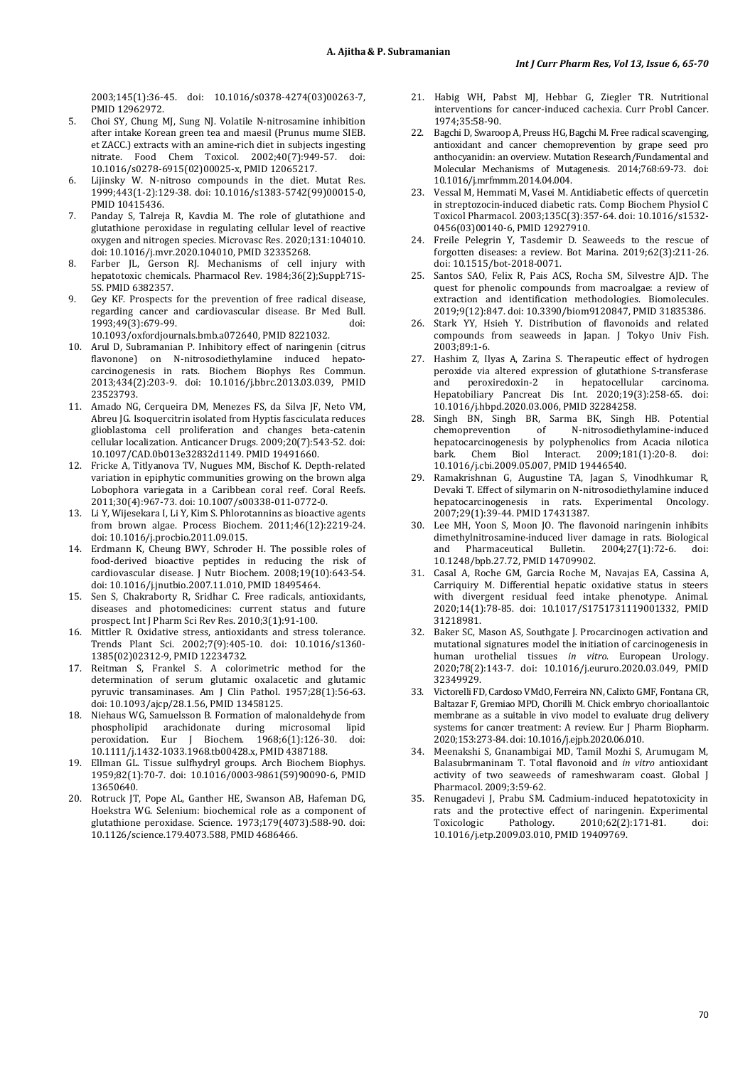2003;145(1):36-45. doi: 10.1016/s0378-4274(03)00263-7, PMID 12962972.

5. Choi SY, Chung MJ, Sung NJ. Volatile N-nitrosamine inhibition after intake Korean green tea and maesil (Prunus mume SIEB. et ZACC.) extracts with an amine-rich diet in subjects ingesting nitrate. Food Chem Toxicol. 2002;40(7):949-57. doi: 10.1016/s0278-6915(02)00025-x, PMID 12065217.
6. Lijinsky W. N-nitroso compounds in the diet. Mutat Res. 1999;443(1-2):129-38. doi: 10.1016/s1383-5742(99)00015-0, PMID 10415436.
7. Panday S, Talreja R, Kavdia M. The role of glutathione and glutathione peroxidase in regulating cellular level of reactive oxygen and nitrogen species. Microvasc Res. 2020;131:104010. doi: 10.1016/j.mvr.2020.104010, PMID 32335268.
8. Farber JL, Gerson RJ. Mechanisms of cell injury with hepatotoxic chemicals. Pharmacol Rev. 1984;36(2);Suppl:71S-5S. PMID 6382357.
9. Gey KF. Prospects for the prevention of free radical disease, regarding cancer and cardiovascular disease. Br Med Bull. 1993;49(3):679-99. doi: 10.1093/oxfordjournals.bmb.a072640, PMID 8221032.
10. Arul D, Subramanian P. Inhibitory effect of naringenin (citrus flavonone) on N-nitrosodiethylamine induced hepatocarcinogenesis in rats. Biochem Biophys Res Commun. 2013;434(2):203-9. doi: 10.1016/j.bbrc.2013.03.039, PMID 23523793.
11. Amado NG, Cerqueira DM, Menezes FS, da Silva JF, Neto VM, Abreu JG. Isoquercitrin isolated from Hyptis fasciculata reduces glioblastoma cell proliferation and changes beta-catenin cellular localization. Anticancer Drugs. 2009;20(7):543-52. doi: 10.1097/CAD.0b013e32832d1149. PMID 19491660.
12. Fricke A, Titlyanova TV, Nugues MM, Bischof K. Depth-related variation in epiphytic communities growing on the brown alga Lobophora variegata in a Caribbean coral reef. Coral Reefs. 2011;30(4):967-73. doi: 10.1007/s00338-011-0772-0.
13. Li Y, Wijesekara I, Li Y, Kim S. Phlorotannins as bioactive agents from brown algae. Process Biochem. 2011;46(12):2219-24. doi: 10.1016/j.procbio.2011.09.015.
14. Erdmann K, Cheung BWY, Schroder H. The possible roles of food-derived bioactive peptides in reducing the risk of cardiovascular disease. J Nutr Biochem. 2008;19(10):643-54. doi: 10.1016/j.jnutbio.2007.11.010, PMID 18495464.
15. Sen S, Chakraborty R, Sridhar C. Free radicals, antioxidants, diseases and photomedicines: current status and future prospect. Int J Pharm Sci Rev Res. 2010;3(1):91-100.
16. Mittler R. Oxidative stress, antioxidants and stress tolerance. Trends Plant Sci. 2002;7(9):405-10. doi: 10.1016/s1360-1385(02)02312-9, PMID 12234732.
17. Reitman S, Frankel S. A colorimetric method for the determination of serum glutamic oxalacetic and glutamic pyruvic transaminases. Am J Clin Pathol. 1957;28(1):56-63. doi: 10.1093/ajcp/28.1.56, PMID 13458125.
18. Niehaus WG, Samuelsson B. Formation of malonaldehyde from phospholipid arachidonate during microsomal lipid peroxidation. Eur J Biochem. 1968;6(1):126-30. doi: 10.1111/j.1432-1033.1968.tb00428.x, PMID 4387188.
19. Ellman GL. Tissue sulfhydryl groups. Arch Biochem Biophys. 1959;82(1):70-7. doi: 10.1016/0003-9861(59)90090-6, PMID 13650640.
20. Rotruck JT, Pope AL, Ganther HE, Swanson AB, Hafeman DG, Hoekstra WG. Selenium: biochemical role as a component of glutathione peroxidase. Science. 1973;179(4073):588-90. doi: 10.1126/science.179.4073.588, PMID 4686466.
21. Habig WH, Pabst MJ, Hebbar G, Ziegler TR. Nutritional interventions for cancer-induced cachexia. Curr Probl Cancer. 1974;35:58-90.
22. Bagchi D, Swaroop A, Preuss HG, Bagchi M. Free radical scavenging, antioxidant and cancer chemoprevention by grape seed pro anthocyanidin: an overview. Mutation Research/Fundamental and Molecular Mechanisms of Mutagenesis. 2014;768:69-73. doi: 10.1016/j.mrfmmm.2014.04.004.
23. Vessal M, Hemmati M, Vasei M. Antidiabetic effects of quercetin in streptozocin-induced diabetic rats. Comp Biochem Physiol C Toxicol Pharmacol. 2003;135C(3):357-64. doi: 10.1016/s1532-0456(03)00140-6, PMID 12927910.
24. Freile Pelegrin Y, Tasdemir D. Seaweeds to the rescue of forgotten diseases: a review. Bot Marina. 2019;62(3):211-26. doi: 10.1515/bot-2018-0071.
25. Santos SAO, Felix R, Pais ACS, Rocha SM, Silvestre AJD. The quest for phenolic compounds from macroalgae: a review of extraction and identification methodologies. Biomolecules. 2019;9(12):847. doi: 10.3390/biom9120847, PMID 31835386.
26. Stark YY, Hsieh Y. Distribution of flavonoids and related compounds from seaweeds in Japan. J Tokyo Univ Fish. 2003;89:1-6.
27. Hashim Z, Ilyas A, Zarina S. Therapeutic effect of hydrogen peroxide via altered expression of glutathione S-transferase and peroxiredoxin-2 in hepatocellular carcinoma. Hepatobiliary Pancreat Dis Int. 2020;19(3):258-65. doi: 10.1016/j.hbpd.2020.03.006, PMID 32284258.
28. Singh BN, Singh BR, Sarma BK, Singh HB. Potential chemoprevention of N-nitrosodiethylamine-induced hepatocarcinogenesis by polyphenolics from Acacia nilotica bark. Chem Biol Interact. 2009;181(1):20-8. doi: 10.1016/j.cbi.2009.05.007, PMID 19446540.
29. Ramakrishnan G, Augustine TA, Jagan S, Vinodhkumar R, Devaki T. Effect of silymarin on N-nitrosodiethylamine induced hepatocarcinogenesis in rats. Experimental Oncology. 2007;29(1):39-44. PMID 17431387.
30. Lee MH, Yoon S, Moon JO. The flavonoid naringenin inhibits dimethylnitrosamine-induced liver damage in rats. Biological and Pharmaceutical Bulletin. 2004;27(1):72-6. doi: 10.1248/bpb.27.72, PMID 14709902.
31. Casal A, Roche GM, Garcia Roche M, Navajas EA, Cassina A, Carriquiry M. Differential hepatic oxidative status in steers with divergent residual feed intake phenotype. Animal. 2020;14(1):78-85. doi: 10.1017/S1751731119001332, PMID 31218981.
32. Baker SC, Mason AS, Southgate J. Procarcinogen activation and mutational signatures model the initiation of carcinogenesis in human urothelial tissues *in vitro*. European Urology. 2020;78(2):143-7. doi: 10.1016/j.eururo.2020.03.049, PMID 32349929.
33. Victorelli FD, Cardoso VMdO, Ferreira NN, Calixto GMF, Fontana CR, Baltazar F, Gremiao MPD, Chorilli M. Chick embryo chorioallantoic membrane as a suitable in vivo model to evaluate drug delivery systems for cancer treatment: A review. Eur J Pharm Biopharm. 2020;153:273-84. doi: 10.1016/j.ejpb.2020.06.010.
34. Meenakshi S, Gnanambigai MD, Tamil Mozhi S, Arumugam M, Balasubrmaninam T. Total flavonoid and *in vitro* antioxidant activity of two seaweeds of rameshwaram coast. Global J Pharmacol. 2009;3:59-62.
35. Renugadevi J, Prabu SM. Cadmium-induced hepatotoxicity in rats and the protective effect of naringenin. Experimental Toxicologic Pathology. 2010;62(2):171-81. doi: 10.1016/j.etp.2009.03.010, PMID 19409769.